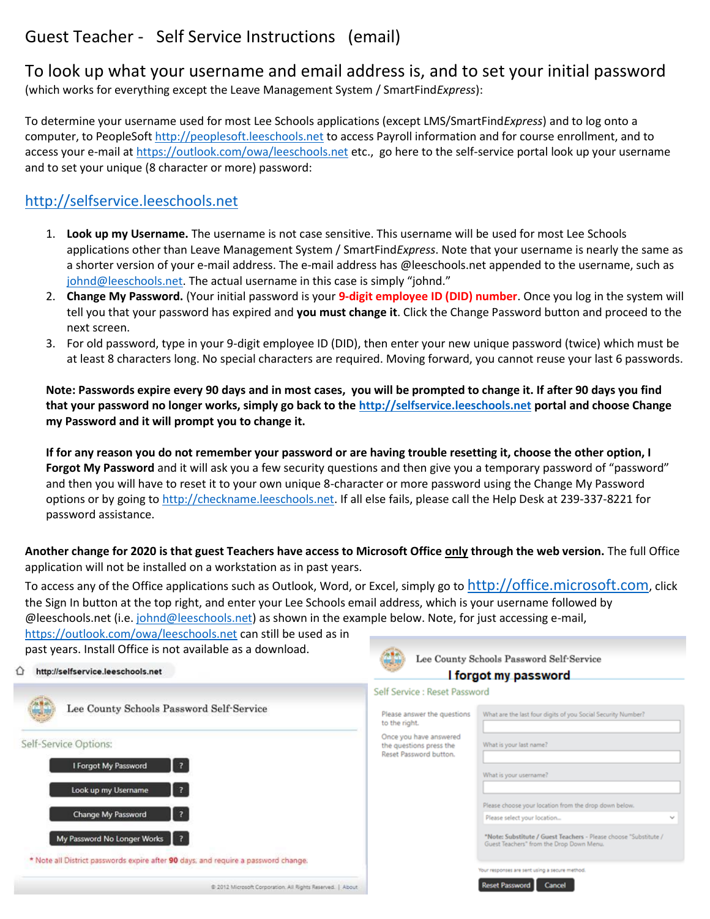# Guest Teacher - Self Service Instructions (email)

## To look up what your username and email address is, and to set your initial password

(which works for everything except the Leave Management System / SmartFind*Express*):

To determine your username used for most Lee Schools applications (except LMS/SmartFind*Express*) and to log onto a computer, to PeopleSoft http://peoplesoft.leeschools.net to access Payroll information and for course enrollment, and to access your e-mail at https://outlook.com/owa/leeschools.net etc., go here to the self-service portal look up your username and to set your unique (8 character or more) password:

## http://selfservice.leeschools.net

1. **Look up my Username.** The username is not case sensitive. This username will be used for most Lee Schools applications other than Leave Management System / SmartFind*Express*. Note that your username is nearly the same as a shorter version of your e-mail address. The e-mail address has @leeschools.net appended to the username, such as johnd@leeschools.net. The actual username in this case is simply "johnd."
2. **Change My Password.** (Your initial password is your **9-digit employee ID (DID) number**. Once you log in the system will tell you that your password has expired and **you must change it**. Click the Change Password button and proceed to the next screen.
3. For old password, type in your 9-digit employee ID (DID), then enter your new unique password (twice) which must be at least 8 characters long. No special characters are required. Moving forward, you cannot reuse your last 6 passwords.

**Note: Passwords expire every 90 days and in most cases, you will be prompted to change it. If after 90 days you find that your password no longer works, simply go back to the http://selfservice.leeschools.net portal and choose Change my Password and it will prompt you to change it.**

**If for any reason you do not remember your password or are having trouble resetting it, choose the other option, I Forgot My Password** and it will ask you a few security questions and then give you a temporary password of "password" and then you will have to reset it to your own unique 8-character or more password using the Change My Password options or by going to http://checkname.leeschools.net. If all else fails, please call the Help Desk at 239-337-8221 for password assistance.

**Another change for 2020 is that guest Teachers have access to Microsoft Office only through the web version.** The full Office application will not be installed on a workstation as in past years.

To access any of the Office applications such as Outlook, Word, or Excel, simply go to http://office.microsoft.com, click the Sign In button at the top right, and enter your Lee Schools email address, which is your username followed by @leeschools.net (i.e. johnd@leeschools.net) as shown in the example below. Note, for just accessing e-mail, https://outlook.com/owa/leeschools.net can still be used as in past years. Install Office is not available as a download.

http://selfservice.leeschools.net

Lee County Schools Password Self-Service

Self-Service Options:

- I Forgot My Password ?
- Look up my Username ?
- Change My Password ?
- My Password No Longer Works ?

* Note all District passwords expire after **90** days, and require a password change.

© 2012 Microsoft Corporation. All Rights Reserved. | About

Lee County Schools Password Self-Service

**I forgot my password**

Self Service : Reset Password

Please answer the questions to the right.

Once you have answered the questions press the Reset Password button.

What are the last four digits of you Social Security Number?

What is your last name?

What is your username?

Please choose your location from the drop down below.

Please select your location...

*Note: Substitute / Guest Teachers - Please choose "Substitute / Guest Teachers" from the Drop Down Menu.

Your responses are sent using a secure method.

Reset Password | Cancel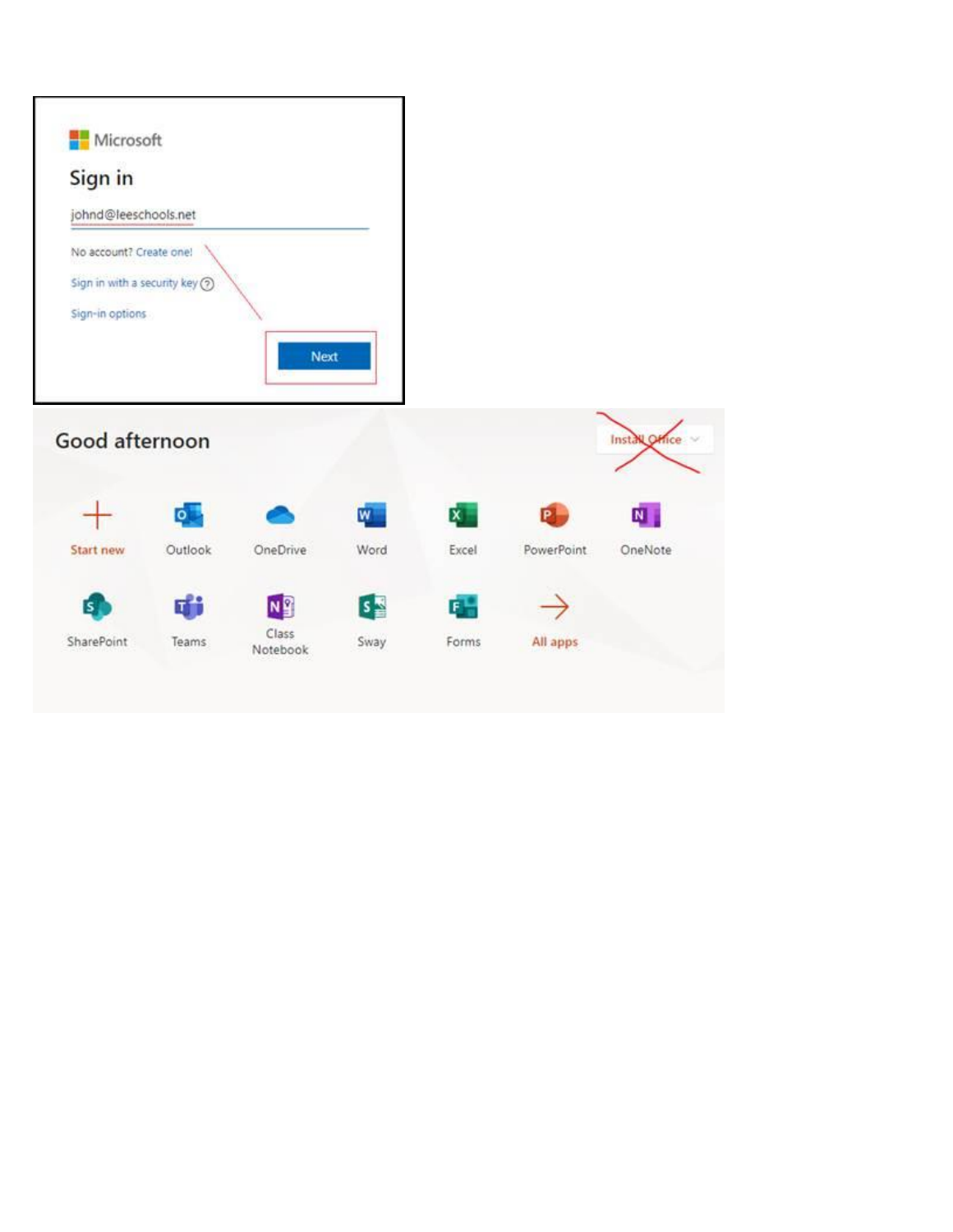Microsoft

Sign in

johnd@leeschools.net

No account? Create one!

Sign in with a security key

Sign-in options

Next

Good afternoon

Install Office

Start new

Outlook

OneDrive

Word

Excel

PowerPoint

OneNote

SharePoint

Teams

Class Notebook

Sway

Forms

All apps